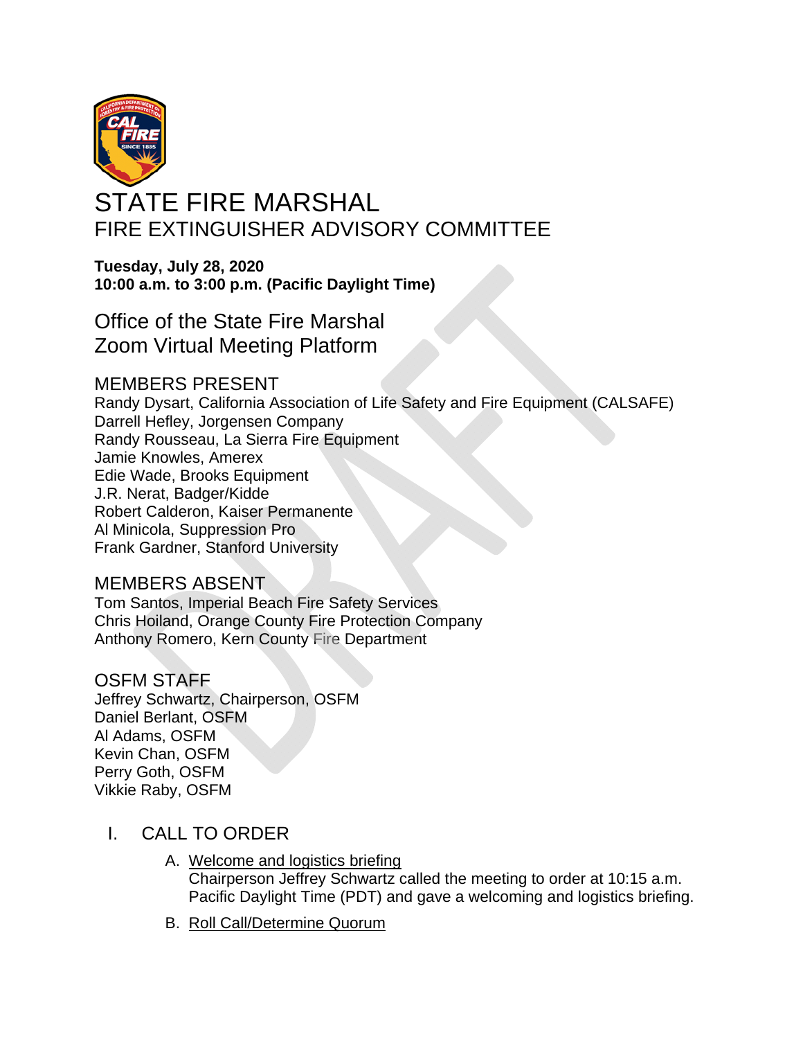# STATE FIRE MARSHAL

## FIRE EXTINGUISHER ADVISORY COMMITTEE

**Tuesday, July 28, 2020**
**10:00 a.m. to 3:00 p.m. (Pacific Daylight Time)**

### Office of the State Fire Marshal
### Zoom Virtual Meeting Platform

### MEMBERS PRESENT

Randy Dysart, California Association of Life Safety and Fire Equipment (CALSAFE)
Darrell Hefley, Jorgensen Company
Randy Rousseau, La Sierra Fire Equipment
Jamie Knowles, Amerex
Edie Wade, Brooks Equipment
J.R. Nerat, Badger/Kidde
Robert Calderon, Kaiser Permanente
Al Minicola, Suppression Pro
Frank Gardner, Stanford University

### MEMBERS ABSENT

Tom Santos, Imperial Beach Fire Safety Services
Chris Hoiland, Orange County Fire Protection Company
Anthony Romero, Kern County Fire Department

### OSFM STAFF

Jeffrey Schwartz, Chairperson, OSFM
Daniel Berlant, OSFM
Al Adams, OSFM
Kevin Chan, OSFM
Perry Goth, OSFM
Vikkie Raby, OSFM

## I. CALL TO ORDER

A. Welcome and logistics briefing
Chairperson Jeffrey Schwartz called the meeting to order at 10:15 a.m. Pacific Daylight Time (PDT) and gave a welcoming and logistics briefing.

B. Roll Call/Determine Quorum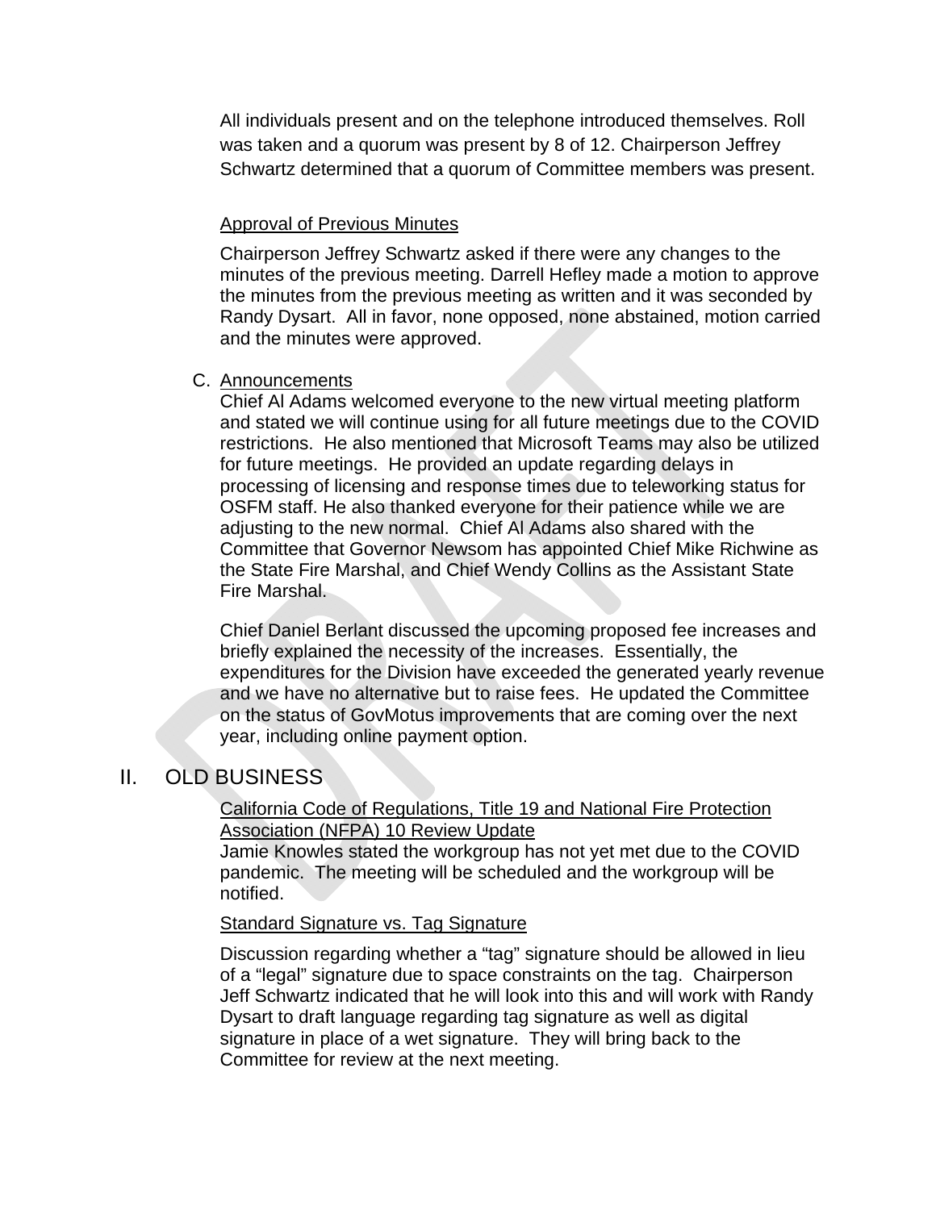All individuals present and on the telephone introduced themselves. Roll was taken and a quorum was present by 8 of 12. Chairperson Jeffrey Schwartz determined that a quorum of Committee members was present.

Approval of Previous Minutes

Chairperson Jeffrey Schwartz asked if there were any changes to the minutes of the previous meeting. Darrell Hefley made a motion to approve the minutes from the previous meeting as written and it was seconded by Randy Dysart. All in favor, none opposed, none abstained, motion carried and the minutes were approved.

C. Announcements

Chief Al Adams welcomed everyone to the new virtual meeting platform and stated we will continue using for all future meetings due to the COVID restrictions. He also mentioned that Microsoft Teams may also be utilized for future meetings. He provided an update regarding delays in processing of licensing and response times due to teleworking status for OSFM staff. He also thanked everyone for their patience while we are adjusting to the new normal. Chief Al Adams also shared with the Committee that Governor Newsom has appointed Chief Mike Richwine as the State Fire Marshal, and Chief Wendy Collins as the Assistant State Fire Marshal.

Chief Daniel Berlant discussed the upcoming proposed fee increases and briefly explained the necessity of the increases. Essentially, the expenditures for the Division have exceeded the generated yearly revenue and we have no alternative but to raise fees. He updated the Committee on the status of GovMotus improvements that are coming over the next year, including online payment option.

## II. OLD BUSINESS

California Code of Regulations, Title 19 and National Fire Protection Association (NFPA) 10 Review Update

Jamie Knowles stated the workgroup has not yet met due to the COVID pandemic. The meeting will be scheduled and the workgroup will be notified.

Standard Signature vs. Tag Signature

Discussion regarding whether a "tag" signature should be allowed in lieu of a "legal" signature due to space constraints on the tag. Chairperson Jeff Schwartz indicated that he will look into this and will work with Randy Dysart to draft language regarding tag signature as well as digital signature in place of a wet signature. They will bring back to the Committee for review at the next meeting.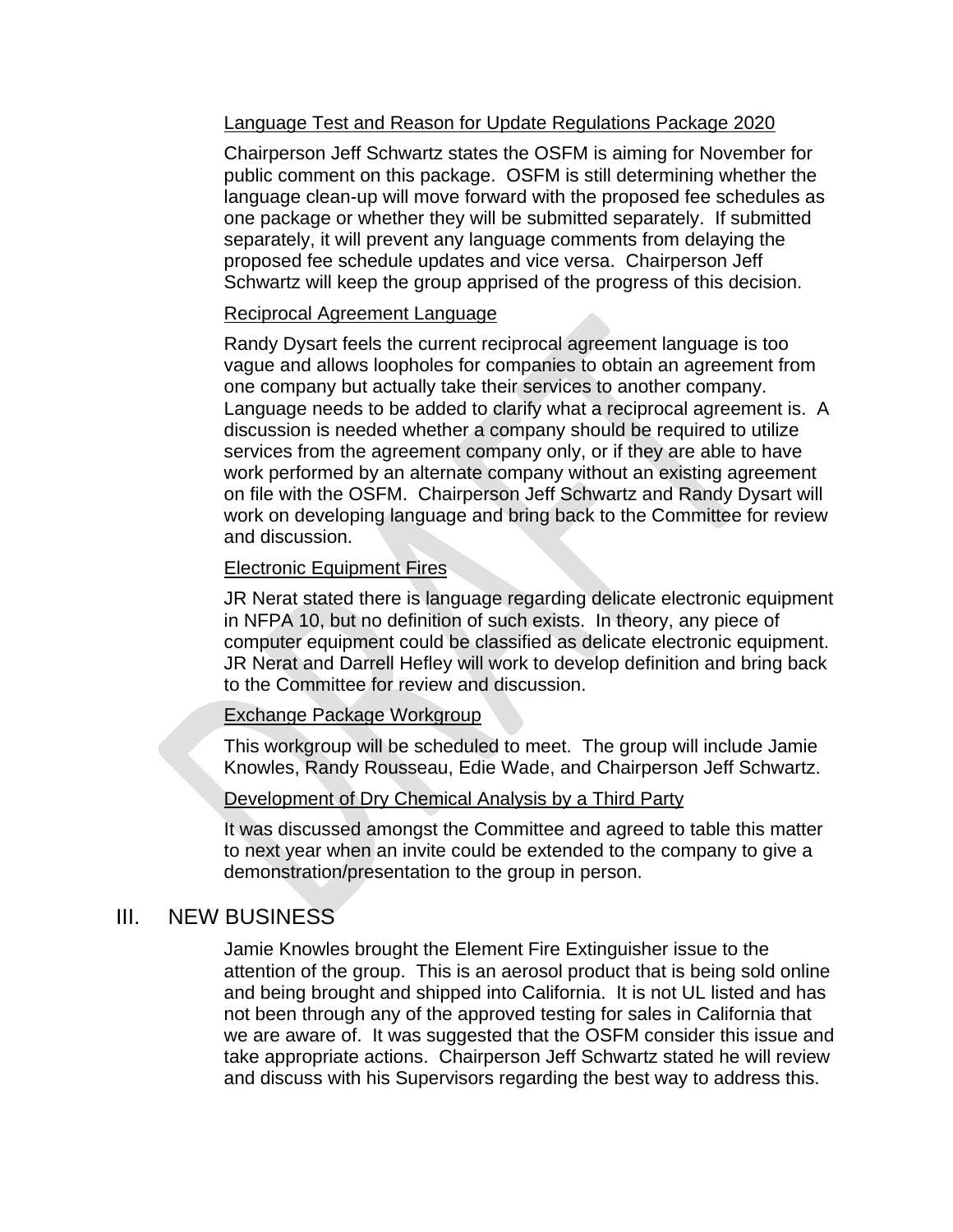Language Test and Reason for Update Regulations Package 2020

Chairperson Jeff Schwartz states the OSFM is aiming for November for public comment on this package. OSFM is still determining whether the language clean-up will move forward with the proposed fee schedules as one package or whether they will be submitted separately. If submitted separately, it will prevent any language comments from delaying the proposed fee schedule updates and vice versa. Chairperson Jeff Schwartz will keep the group apprised of the progress of this decision.

Reciprocal Agreement Language

Randy Dysart feels the current reciprocal agreement language is too vague and allows loopholes for companies to obtain an agreement from one company but actually take their services to another company. Language needs to be added to clarify what a reciprocal agreement is. A discussion is needed whether a company should be required to utilize services from the agreement company only, or if they are able to have work performed by an alternate company without an existing agreement on file with the OSFM. Chairperson Jeff Schwartz and Randy Dysart will work on developing language and bring back to the Committee for review and discussion.

Electronic Equipment Fires

JR Nerat stated there is language regarding delicate electronic equipment in NFPA 10, but no definition of such exists. In theory, any piece of computer equipment could be classified as delicate electronic equipment. JR Nerat and Darrell Hefley will work to develop definition and bring back to the Committee for review and discussion.

Exchange Package Workgroup

This workgroup will be scheduled to meet. The group will include Jamie Knowles, Randy Rousseau, Edie Wade, and Chairperson Jeff Schwartz.

Development of Dry Chemical Analysis by a Third Party

It was discussed amongst the Committee and agreed to table this matter to next year when an invite could be extended to the company to give a demonstration/presentation to the group in person.

## III. NEW BUSINESS

Jamie Knowles brought the Element Fire Extinguisher issue to the attention of the group. This is an aerosol product that is being sold online and being brought and shipped into California. It is not UL listed and has not been through any of the approved testing for sales in California that we are aware of. It was suggested that the OSFM consider this issue and take appropriate actions. Chairperson Jeff Schwartz stated he will review and discuss with his Supervisors regarding the best way to address this.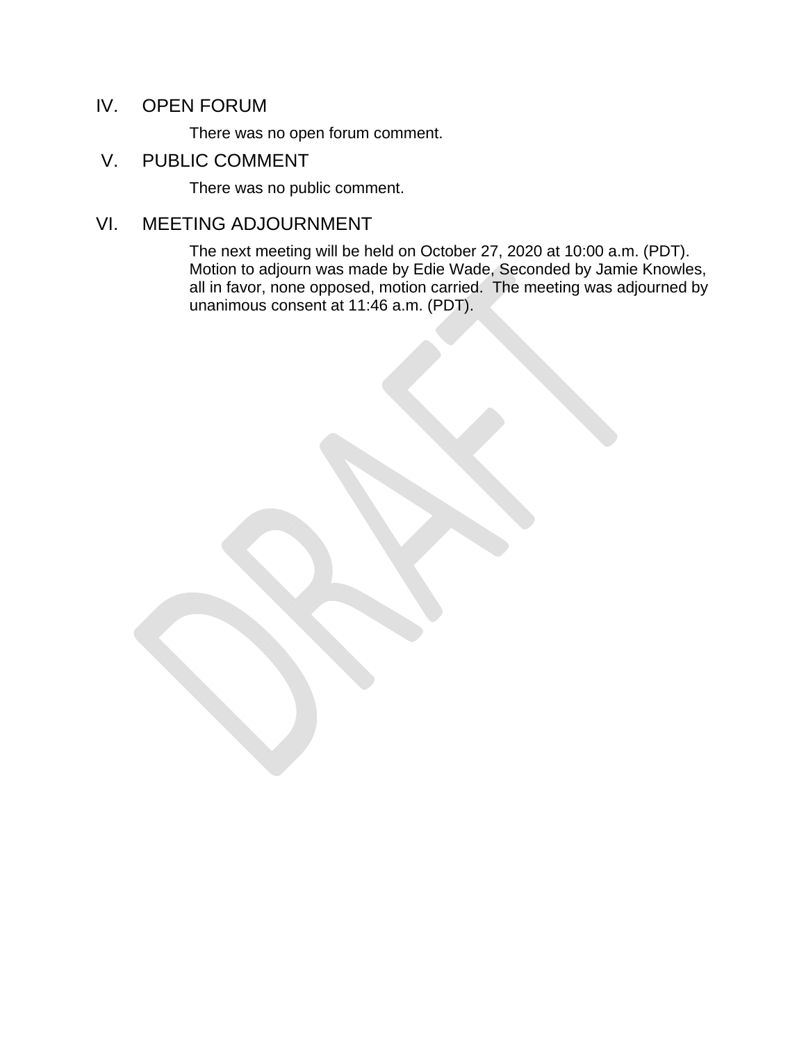## IV. OPEN FORUM

There was no open forum comment.

## V. PUBLIC COMMENT

There was no public comment.

## VI. MEETING ADJOURNMENT

The next meeting will be held on October 27, 2020 at 10:00 a.m. (PDT). Motion to adjourn was made by Edie Wade, Seconded by Jamie Knowles, all in favor, none opposed, motion carried. The meeting was adjourned by unanimous consent at 11:46 a.m. (PDT).